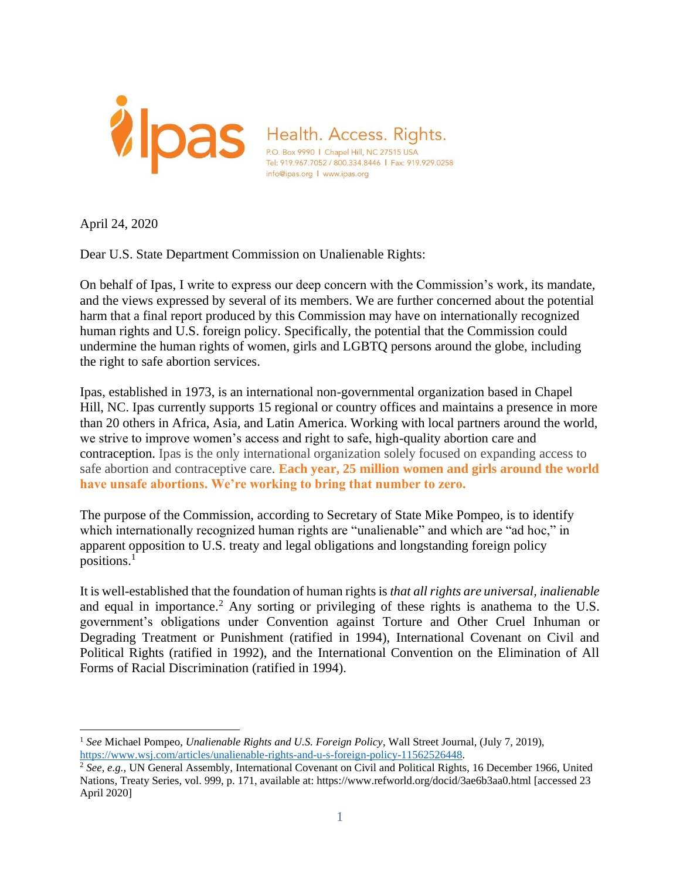Ipas

Health. Access. Rights.

P.O. Box 9990 | Chapel Hill, NC 27515 USA
Tel: 919.967.7052 / 800.334.8446 | Fax: 919.929.0258
info@ipas.org | www.ipas.org

April 24, 2020

Dear U.S. State Department Commission on Unalienable Rights:

On behalf of Ipas, I write to express our deep concern with the Commission's work, its mandate, and the views expressed by several of its members. We are further concerned about the potential harm that a final report produced by this Commission may have on internationally recognized human rights and U.S. foreign policy. Specifically, the potential that the Commission could undermine the human rights of women, girls and LGBTQ persons around the globe, including the right to safe abortion services.

Ipas, established in 1973, is an international non-governmental organization based in Chapel Hill, NC. Ipas currently supports 15 regional or country offices and maintains a presence in more than 20 others in Africa, Asia, and Latin America. Working with local partners around the world, we strive to improve women's access and right to safe, high-quality abortion care and contraception. Ipas is the only international organization solely focused on expanding access to safe abortion and contraceptive care. **Each year, 25 million women and girls around the world have unsafe abortions. We're working to bring that number to zero.**

The purpose of the Commission, according to Secretary of State Mike Pompeo, is to identify which internationally recognized human rights are "unalienable" and which are "ad hoc," in apparent opposition to U.S. treaty and legal obligations and longstanding foreign policy positions.[1]

It is well-established that the foundation of human rights is *that all rights are universal, inalienable* and equal in importance.[2] Any sorting or privileging of these rights is anathema to the U.S. government's obligations under Convention against Torture and Other Cruel Inhuman or Degrading Treatment or Punishment (ratified in 1994), International Covenant on Civil and Political Rights (ratified in 1992), and the International Convention on the Elimination of All Forms of Racial Discrimination (ratified in 1994).

---

[1] *See* Michael Pompeo, *Unalienable Rights and U.S. Foreign Policy*, Wall Street Journal, (July 7, 2019), https://www.wsj.com/articles/unalienable-rights-and-u-s-foreign-policy-11562526448.

[2] *See, e.g.*, UN General Assembly, International Covenant on Civil and Political Rights, 16 December 1966, United Nations, Treaty Series, vol. 999, p. 171, available at: https://www.refworld.org/docid/3ae6b3aa0.html [accessed 23 April 2020]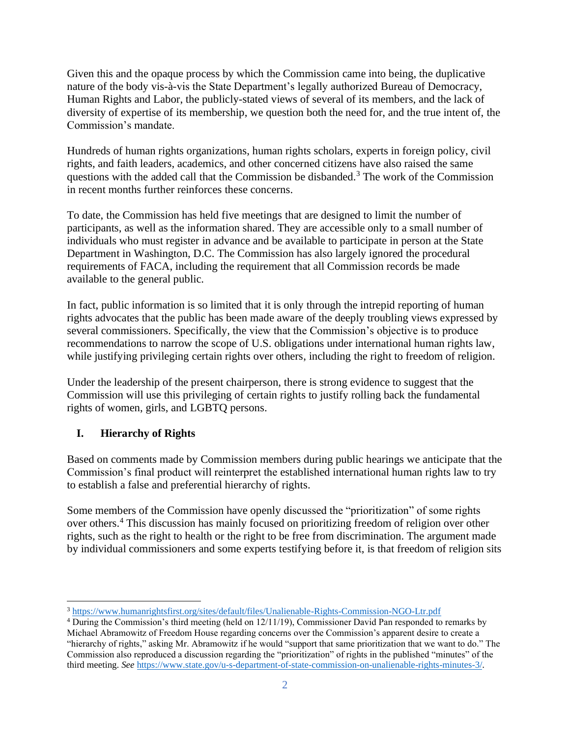Given this and the opaque process by which the Commission came into being, the duplicative nature of the body vis-à-vis the State Department's legally authorized Bureau of Democracy, Human Rights and Labor, the publicly-stated views of several of its members, and the lack of diversity of expertise of its membership, we question both the need for, and the true intent of, the Commission's mandate.

Hundreds of human rights organizations, human rights scholars, experts in foreign policy, civil rights, and faith leaders, academics, and other concerned citizens have also raised the same questions with the added call that the Commission be disbanded.[3] The work of the Commission in recent months further reinforces these concerns.

To date, the Commission has held five meetings that are designed to limit the number of participants, as well as the information shared. They are accessible only to a small number of individuals who must register in advance and be available to participate in person at the State Department in Washington, D.C. The Commission has also largely ignored the procedural requirements of FACA, including the requirement that all Commission records be made available to the general public.

In fact, public information is so limited that it is only through the intrepid reporting of human rights advocates that the public has been made aware of the deeply troubling views expressed by several commissioners. Specifically, the view that the Commission's objective is to produce recommendations to narrow the scope of U.S. obligations under international human rights law, while justifying privileging certain rights over others, including the right to freedom of religion.

Under the leadership of the present chairperson, there is strong evidence to suggest that the Commission will use this privileging of certain rights to justify rolling back the fundamental rights of women, girls, and LGBTQ persons.

## I. Hierarchy of Rights

Based on comments made by Commission members during public hearings we anticipate that the Commission's final product will reinterpret the established international human rights law to try to establish a false and preferential hierarchy of rights.

Some members of the Commission have openly discussed the "prioritization" of some rights over others.[4] This discussion has mainly focused on prioritizing freedom of religion over other rights, such as the right to health or the right to be free from discrimination. The argument made by individual commissioners and some experts testifying before it, is that freedom of religion sits

---

[3] https://www.humanrightsfirst.org/sites/default/files/Unalienable-Rights-Commission-NGO-Ltr.pdf

[4] During the Commission's third meeting (held on 12/11/19), Commissioner David Pan responded to remarks by Michael Abramowitz of Freedom House regarding concerns over the Commission's apparent desire to create a "hierarchy of rights," asking Mr. Abramowitz if he would "support that same prioritization that we want to do." The Commission also reproduced a discussion regarding the "prioritization" of rights in the published "minutes" of the third meeting. *See* https://www.state.gov/u-s-department-of-state-commission-on-unalienable-rights-minutes-3/.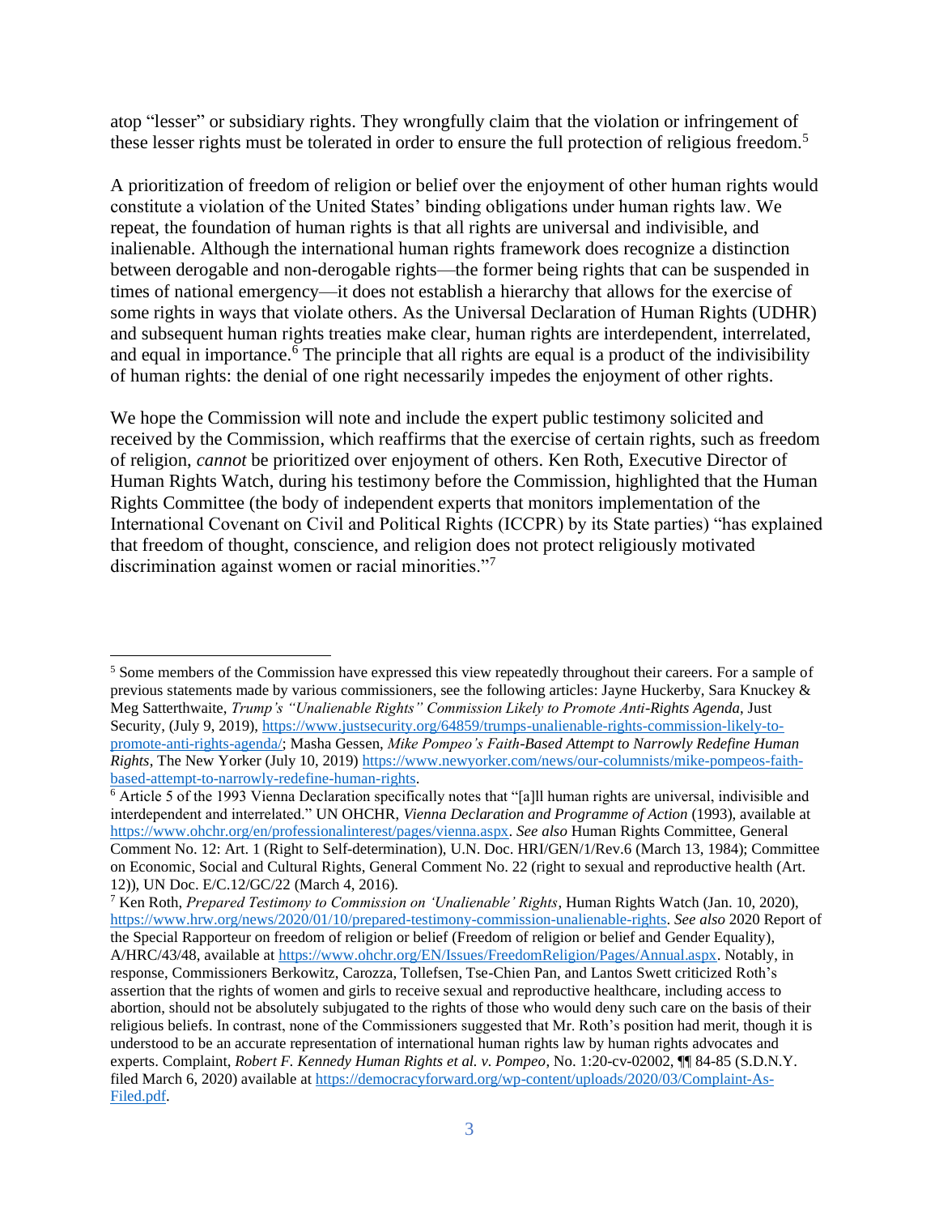atop "lesser" or subsidiary rights. They wrongfully claim that the violation or infringement of these lesser rights must be tolerated in order to ensure the full protection of religious freedom.[5]

A prioritization of freedom of religion or belief over the enjoyment of other human rights would constitute a violation of the United States' binding obligations under human rights law. We repeat, the foundation of human rights is that all rights are universal and indivisible, and inalienable. Although the international human rights framework does recognize a distinction between derogable and non-derogable rights—the former being rights that can be suspended in times of national emergency—it does not establish a hierarchy that allows for the exercise of some rights in ways that violate others. As the Universal Declaration of Human Rights (UDHR) and subsequent human rights treaties make clear, human rights are interdependent, interrelated, and equal in importance.[6] The principle that all rights are equal is a product of the indivisibility of human rights: the denial of one right necessarily impedes the enjoyment of other rights.

We hope the Commission will note and include the expert public testimony solicited and received by the Commission, which reaffirms that the exercise of certain rights, such as freedom of religion, *cannot* be prioritized over enjoyment of others. Ken Roth, Executive Director of Human Rights Watch, during his testimony before the Commission, highlighted that the Human Rights Committee (the body of independent experts that monitors implementation of the International Covenant on Civil and Political Rights (ICCPR) by its State parties) "has explained that freedom of thought, conscience, and religion does not protect religiously motivated discrimination against women or racial minorities."[7]

---

[5] Some members of the Commission have expressed this view repeatedly throughout their careers. For a sample of previous statements made by various commissioners, see the following articles: Jayne Huckerby, Sara Knuckey & Meg Satterthwaite, *Trump's "Unalienable Rights" Commission Likely to Promote Anti-Rights Agenda*, Just Security, (July 9, 2019), https://www.justsecurity.org/64859/trumps-unalienable-rights-commission-likely-to-promote-anti-rights-agenda/; Masha Gessen, *Mike Pompeo's Faith-Based Attempt to Narrowly Redefine Human Rights*, The New Yorker (July 10, 2019) https://www.newyorker.com/news/our-columnists/mike-pompeos-faith-based-attempt-to-narrowly-redefine-human-rights.

[6] Article 5 of the 1993 Vienna Declaration specifically notes that "[a]ll human rights are universal, indivisible and interdependent and interrelated." UN OHCHR, *Vienna Declaration and Programme of Action* (1993), available at https://www.ohchr.org/en/professionalinterest/pages/vienna.aspx. *See also* Human Rights Committee, General Comment No. 12: Art. 1 (Right to Self-determination), U.N. Doc. HRI/GEN/1/Rev.6 (March 13, 1984); Committee on Economic, Social and Cultural Rights, General Comment No. 22 (right to sexual and reproductive health (Art. 12)), UN Doc. E/C.12/GC/22 (March 4, 2016).

[7] Ken Roth, *Prepared Testimony to Commission on 'Unalienable' Rights*, Human Rights Watch (Jan. 10, 2020), https://www.hrw.org/news/2020/01/10/prepared-testimony-commission-unalienable-rights. *See also* 2020 Report of the Special Rapporteur on freedom of religion or belief (Freedom of religion or belief and Gender Equality), A/HRC/43/48, available at https://www.ohchr.org/EN/Issues/FreedomReligion/Pages/Annual.aspx. Notably, in response, Commissioners Berkowitz, Carozza, Tollefsen, Tse-Chien Pan, and Lantos Swett criticized Roth's assertion that the rights of women and girls to receive sexual and reproductive healthcare, including access to abortion, should not be absolutely subjugated to the rights of those who would deny such care on the basis of their religious beliefs. In contrast, none of the Commissioners suggested that Mr. Roth's position had merit, though it is understood to be an accurate representation of international human rights law by human rights advocates and experts. Complaint, *Robert F. Kennedy Human Rights et al. v. Pompeo*, No. 1:20-cv-02002, ¶¶ 84-85 (S.D.N.Y. filed March 6, 2020) available at https://democracyforward.org/wp-content/uploads/2020/03/Complaint-As-Filed.pdf.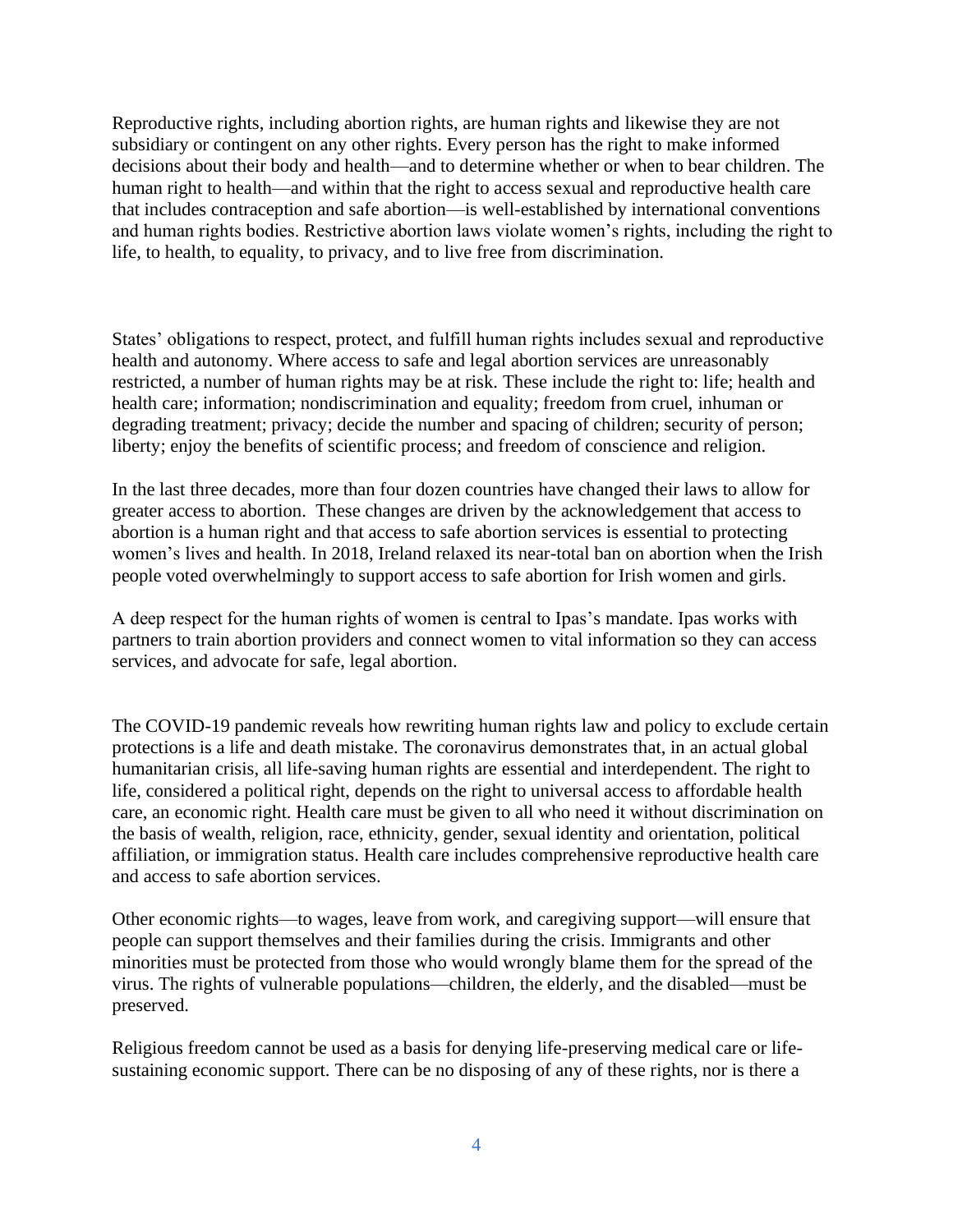Reproductive rights, including abortion rights, are human rights and likewise they are not subsidiary or contingent on any other rights. Every person has the right to make informed decisions about their body and health—and to determine whether or when to bear children. The human right to health—and within that the right to access sexual and reproductive health care that includes contraception and safe abortion—is well-established by international conventions and human rights bodies. Restrictive abortion laws violate women's rights, including the right to life, to health, to equality, to privacy, and to live free from discrimination.

States' obligations to respect, protect, and fulfill human rights includes sexual and reproductive health and autonomy. Where access to safe and legal abortion services are unreasonably restricted, a number of human rights may be at risk. These include the right to: life; health and health care; information; nondiscrimination and equality; freedom from cruel, inhuman or degrading treatment; privacy; decide the number and spacing of children; security of person; liberty; enjoy the benefits of scientific process; and freedom of conscience and religion.

In the last three decades, more than four dozen countries have changed their laws to allow for greater access to abortion. These changes are driven by the acknowledgement that access to abortion is a human right and that access to safe abortion services is essential to protecting women's lives and health. In 2018, Ireland relaxed its near-total ban on abortion when the Irish people voted overwhelmingly to support access to safe abortion for Irish women and girls.

A deep respect for the human rights of women is central to Ipas's mandate. Ipas works with partners to train abortion providers and connect women to vital information so they can access services, and advocate for safe, legal abortion.

The COVID-19 pandemic reveals how rewriting human rights law and policy to exclude certain protections is a life and death mistake. The coronavirus demonstrates that, in an actual global humanitarian crisis, all life-saving human rights are essential and interdependent. The right to life, considered a political right, depends on the right to universal access to affordable health care, an economic right. Health care must be given to all who need it without discrimination on the basis of wealth, religion, race, ethnicity, gender, sexual identity and orientation, political affiliation, or immigration status. Health care includes comprehensive reproductive health care and access to safe abortion services.

Other economic rights—to wages, leave from work, and caregiving support—will ensure that people can support themselves and their families during the crisis. Immigrants and other minorities must be protected from those who would wrongly blame them for the spread of the virus. The rights of vulnerable populations—children, the elderly, and the disabled—must be preserved.

Religious freedom cannot be used as a basis for denying life-preserving medical care or life-sustaining economic support. There can be no disposing of any of these rights, nor is there a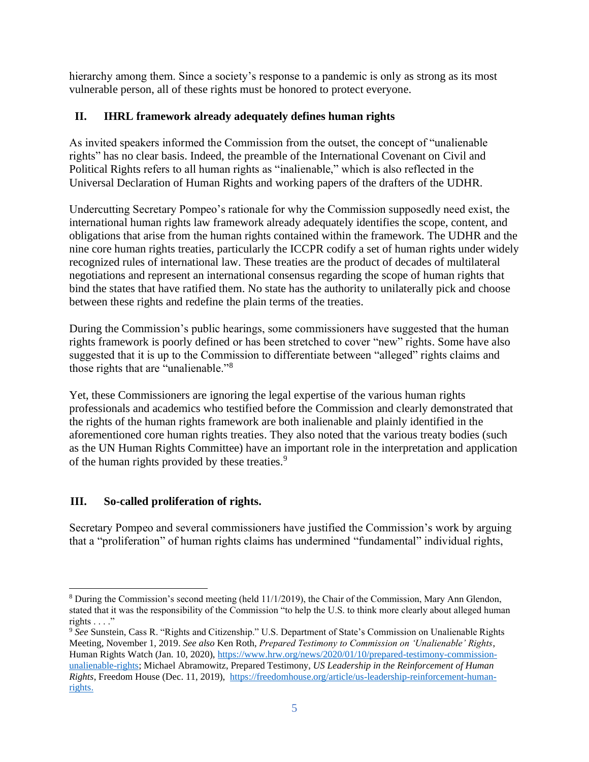hierarchy among them. Since a society's response to a pandemic is only as strong as its most vulnerable person, all of these rights must be honored to protect everyone.

## II. IHRL framework already adequately defines human rights

As invited speakers informed the Commission from the outset, the concept of "unalienable rights" has no clear basis. Indeed, the preamble of the International Covenant on Civil and Political Rights refers to all human rights as "inalienable," which is also reflected in the Universal Declaration of Human Rights and working papers of the drafters of the UDHR.

Undercutting Secretary Pompeo's rationale for why the Commission supposedly need exist, the international human rights law framework already adequately identifies the scope, content, and obligations that arise from the human rights contained within the framework. The UDHR and the nine core human rights treaties, particularly the ICCPR codify a set of human rights under widely recognized rules of international law. These treaties are the product of decades of multilateral negotiations and represent an international consensus regarding the scope of human rights that bind the states that have ratified them. No state has the authority to unilaterally pick and choose between these rights and redefine the plain terms of the treaties.

During the Commission's public hearings, some commissioners have suggested that the human rights framework is poorly defined or has been stretched to cover "new" rights. Some have also suggested that it is up to the Commission to differentiate between "alleged" rights claims and those rights that are "unalienable."[8]

Yet, these Commissioners are ignoring the legal expertise of the various human rights professionals and academics who testified before the Commission and clearly demonstrated that the rights of the human rights framework are both inalienable and plainly identified in the aforementioned core human rights treaties. They also noted that the various treaty bodies (such as the UN Human Rights Committee) have an important role in the interpretation and application of the human rights provided by these treaties.[9]

## III. So-called proliferation of rights.

Secretary Pompeo and several commissioners have justified the Commission's work by arguing that a "proliferation" of human rights claims has undermined "fundamental" individual rights,

---

[8] During the Commission's second meeting (held 11/1/2019), the Chair of the Commission, Mary Ann Glendon, stated that it was the responsibility of the Commission "to help the U.S. to think more clearly about alleged human rights . . . ."

[9] *See* Sunstein, Cass R. "Rights and Citizenship." U.S. Department of State's Commission on Unalienable Rights Meeting, November 1, 2019. *See also* Ken Roth, *Prepared Testimony to Commission on 'Unalienable' Rights*, Human Rights Watch (Jan. 10, 2020), https://www.hrw.org/news/2020/01/10/prepared-testimony-commission-unalienable-rights; Michael Abramowitz, Prepared Testimony, *US Leadership in the Reinforcement of Human Rights*, Freedom House (Dec. 11, 2019), https://freedomhouse.org/article/us-leadership-reinforcement-human-rights.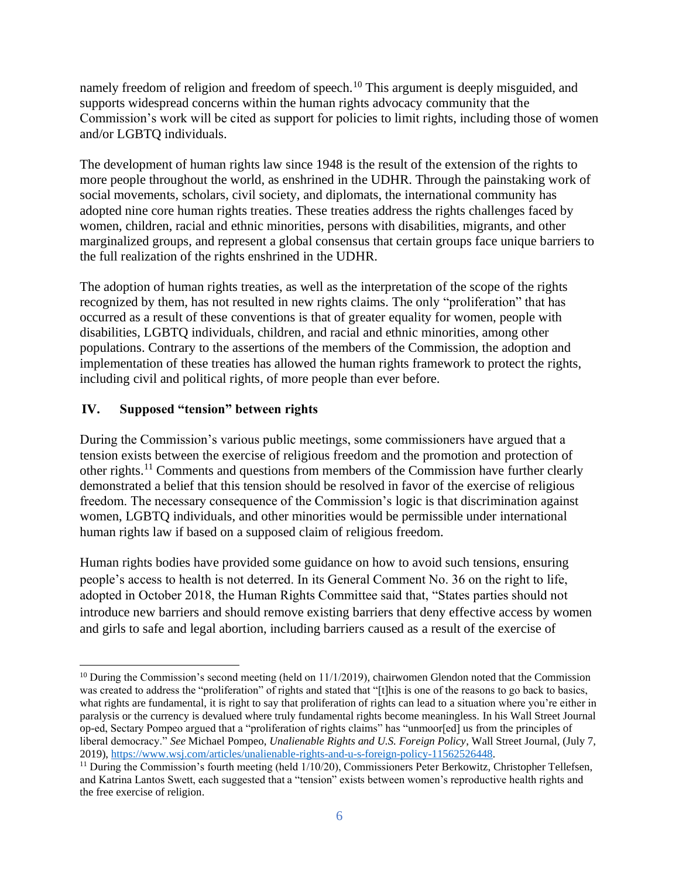namely freedom of religion and freedom of speech.[10] This argument is deeply misguided, and supports widespread concerns within the human rights advocacy community that the Commission's work will be cited as support for policies to limit rights, including those of women and/or LGBTQ individuals.

The development of human rights law since 1948 is the result of the extension of the rights to more people throughout the world, as enshrined in the UDHR. Through the painstaking work of social movements, scholars, civil society, and diplomats, the international community has adopted nine core human rights treaties. These treaties address the rights challenges faced by women, children, racial and ethnic minorities, persons with disabilities, migrants, and other marginalized groups, and represent a global consensus that certain groups face unique barriers to the full realization of the rights enshrined in the UDHR.

The adoption of human rights treaties, as well as the interpretation of the scope of the rights recognized by them, has not resulted in new rights claims. The only "proliferation" that has occurred as a result of these conventions is that of greater equality for women, people with disabilities, LGBTQ individuals, children, and racial and ethnic minorities, among other populations. Contrary to the assertions of the members of the Commission, the adoption and implementation of these treaties has allowed the human rights framework to protect the rights, including civil and political rights, of more people than ever before.

## IV. Supposed "tension" between rights

During the Commission's various public meetings, some commissioners have argued that a tension exists between the exercise of religious freedom and the promotion and protection of other rights.[11] Comments and questions from members of the Commission have further clearly demonstrated a belief that this tension should be resolved in favor of the exercise of religious freedom. The necessary consequence of the Commission's logic is that discrimination against women, LGBTQ individuals, and other minorities would be permissible under international human rights law if based on a supposed claim of religious freedom.

Human rights bodies have provided some guidance on how to avoid such tensions, ensuring people's access to health is not deterred. In its General Comment No. 36 on the right to life, adopted in October 2018, the Human Rights Committee said that, "States parties should not introduce new barriers and should remove existing barriers that deny effective access by women and girls to safe and legal abortion, including barriers caused as a result of the exercise of

---

[10] During the Commission's second meeting (held on 11/1/2019), chairwomen Glendon noted that the Commission was created to address the "proliferation" of rights and stated that "[t]his is one of the reasons to go back to basics, what rights are fundamental, it is right to say that proliferation of rights can lead to a situation where you're either in paralysis or the currency is devalued where truly fundamental rights become meaningless. In his Wall Street Journal op-ed, Sectary Pompeo argued that a "proliferation of rights claims" has "unmoor[ed] us from the principles of liberal democracy." *See* Michael Pompeo, *Unalienable Rights and U.S. Foreign Policy*, Wall Street Journal, (July 7, 2019), https://www.wsj.com/articles/unalienable-rights-and-u-s-foreign-policy-11562526448.

[11] During the Commission's fourth meeting (held 1/10/20), Commissioners Peter Berkowitz, Christopher Tellefsen, and Katrina Lantos Swett, each suggested that a "tension" exists between women's reproductive health rights and the free exercise of religion.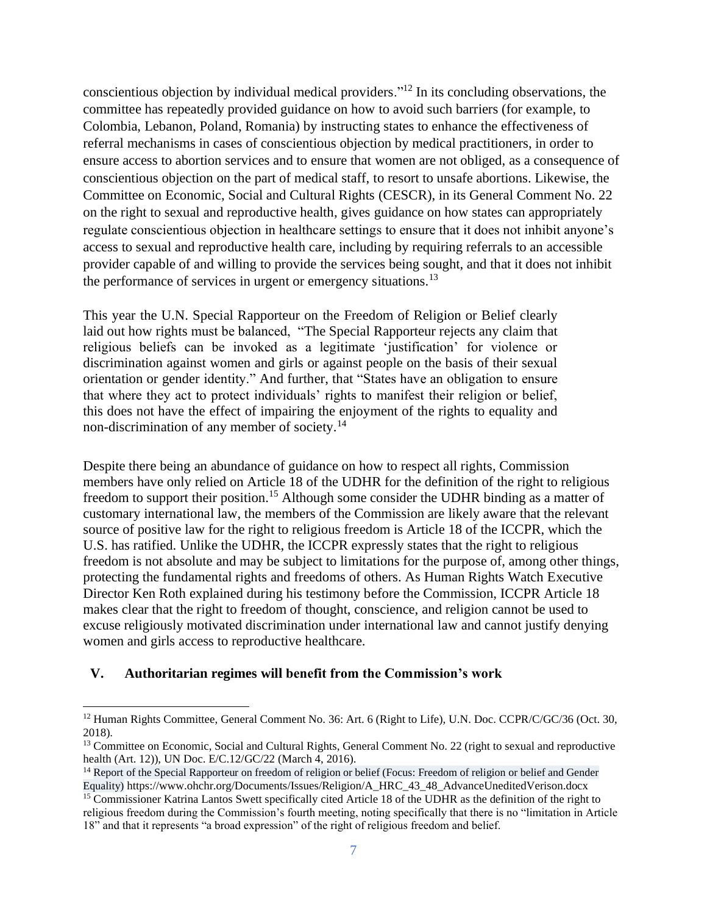conscientious objection by individual medical providers."[12] In its concluding observations, the committee has repeatedly provided guidance on how to avoid such barriers (for example, to Colombia, Lebanon, Poland, Romania) by instructing states to enhance the effectiveness of referral mechanisms in cases of conscientious objection by medical practitioners, in order to ensure access to abortion services and to ensure that women are not obliged, as a consequence of conscientious objection on the part of medical staff, to resort to unsafe abortions. Likewise, the Committee on Economic, Social and Cultural Rights (CESCR), in its General Comment No. 22 on the right to sexual and reproductive health, gives guidance on how states can appropriately regulate conscientious objection in healthcare settings to ensure that it does not inhibit anyone's access to sexual and reproductive health care, including by requiring referrals to an accessible provider capable of and willing to provide the services being sought, and that it does not inhibit the performance of services in urgent or emergency situations.[13]

This year the U.N. Special Rapporteur on the Freedom of Religion or Belief clearly laid out how rights must be balanced, "The Special Rapporteur rejects any claim that religious beliefs can be invoked as a legitimate 'justification' for violence or discrimination against women and girls or against people on the basis of their sexual orientation or gender identity." And further, that "States have an obligation to ensure that where they act to protect individuals' rights to manifest their religion or belief, this does not have the effect of impairing the enjoyment of the rights to equality and non-discrimination of any member of society.[14]

Despite there being an abundance of guidance on how to respect all rights, Commission members have only relied on Article 18 of the UDHR for the definition of the right to religious freedom to support their position.[15] Although some consider the UDHR binding as a matter of customary international law, the members of the Commission are likely aware that the relevant source of positive law for the right to religious freedom is Article 18 of the ICCPR, which the U.S. has ratified. Unlike the UDHR, the ICCPR expressly states that the right to religious freedom is not absolute and may be subject to limitations for the purpose of, among other things, protecting the fundamental rights and freedoms of others. As Human Rights Watch Executive Director Ken Roth explained during his testimony before the Commission, ICCPR Article 18 makes clear that the right to freedom of thought, conscience, and religion cannot be used to excuse religiously motivated discrimination under international law and cannot justify denying women and girls access to reproductive healthcare.

## V. Authoritarian regimes will benefit from the Commission's work

---

[12] Human Rights Committee, General Comment No. 36: Art. 6 (Right to Life), U.N. Doc. CCPR/C/GC/36 (Oct. 30, 2018).

[13] Committee on Economic, Social and Cultural Rights, General Comment No. 22 (right to sexual and reproductive health (Art. 12)), UN Doc. E/C.12/GC/22 (March 4, 2016).

[14] Report of the Special Rapporteur on freedom of religion or belief (Focus: Freedom of religion or belief and Gender Equality) https://www.ohchr.org/Documents/Issues/Religion/A_HRC_43_48_AdvanceUneditedVerison.docx

[15] Commissioner Katrina Lantos Swett specifically cited Article 18 of the UDHR as the definition of the right to religious freedom during the Commission's fourth meeting, noting specifically that there is no "limitation in Article 18" and that it represents "a broad expression" of the right of religious freedom and belief.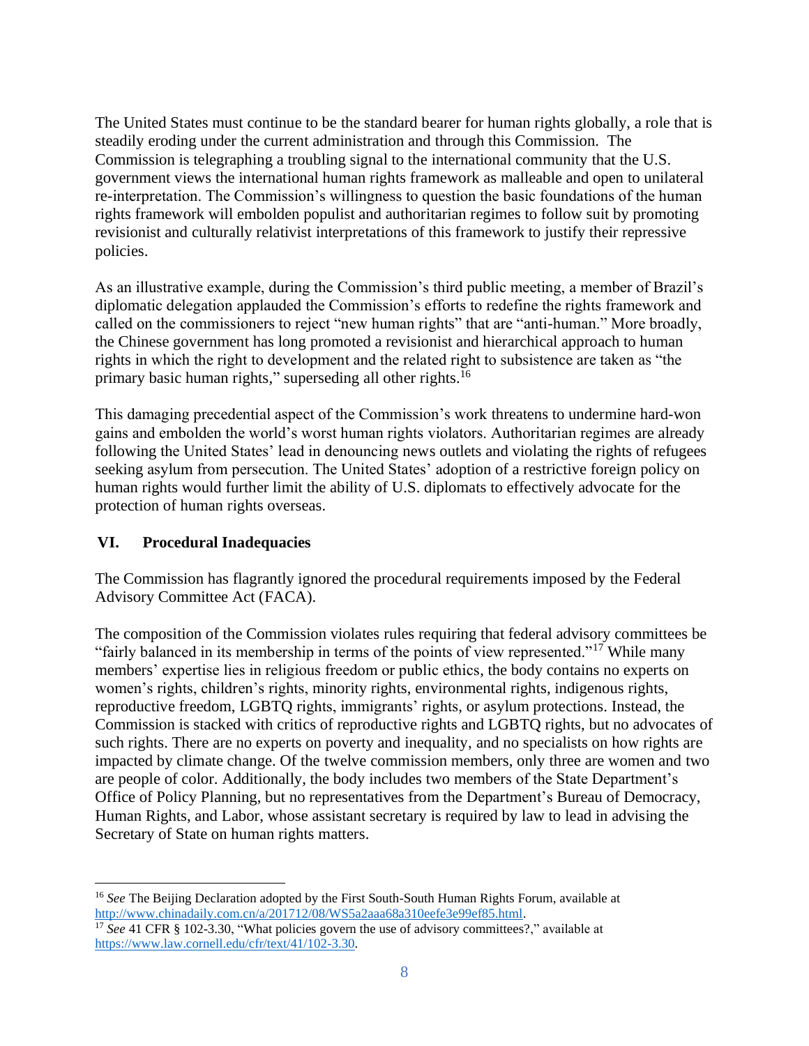The United States must continue to be the standard bearer for human rights globally, a role that is steadily eroding under the current administration and through this Commission. The Commission is telegraphing a troubling signal to the international community that the U.S. government views the international human rights framework as malleable and open to unilateral re-interpretation. The Commission's willingness to question the basic foundations of the human rights framework will embolden populist and authoritarian regimes to follow suit by promoting revisionist and culturally relativist interpretations of this framework to justify their repressive policies.

As an illustrative example, during the Commission's third public meeting, a member of Brazil's diplomatic delegation applauded the Commission's efforts to redefine the rights framework and called on the commissioners to reject "new human rights" that are "anti-human." More broadly, the Chinese government has long promoted a revisionist and hierarchical approach to human rights in which the right to development and the related right to subsistence are taken as "the primary basic human rights," superseding all other rights.[16]

This damaging precedential aspect of the Commission's work threatens to undermine hard-won gains and embolden the world's worst human rights violators. Authoritarian regimes are already following the United States' lead in denouncing news outlets and violating the rights of refugees seeking asylum from persecution. The United States' adoption of a restrictive foreign policy on human rights would further limit the ability of U.S. diplomats to effectively advocate for the protection of human rights overseas.

## VI. Procedural Inadequacies

The Commission has flagrantly ignored the procedural requirements imposed by the Federal Advisory Committee Act (FACA).

The composition of the Commission violates rules requiring that federal advisory committees be "fairly balanced in its membership in terms of the points of view represented."[17] While many members' expertise lies in religious freedom or public ethics, the body contains no experts on women's rights, children's rights, minority rights, environmental rights, indigenous rights, reproductive freedom, LGBTQ rights, immigrants' rights, or asylum protections. Instead, the Commission is stacked with critics of reproductive rights and LGBTQ rights, but no advocates of such rights. There are no experts on poverty and inequality, and no specialists on how rights are impacted by climate change. Of the twelve commission members, only three are women and two are people of color. Additionally, the body includes two members of the State Department's Office of Policy Planning, but no representatives from the Department's Bureau of Democracy, Human Rights, and Labor, whose assistant secretary is required by law to lead in advising the Secretary of State on human rights matters.

---

[16] *See* The Beijing Declaration adopted by the First South-South Human Rights Forum, available at http://www.chinadaily.com.cn/a/201712/08/WS5a2aaa68a310eefe3e99ef85.html.

[17] *See* 41 CFR § 102-3.30, "What policies govern the use of advisory committees?," available at https://www.law.cornell.edu/cfr/text/41/102-3.30.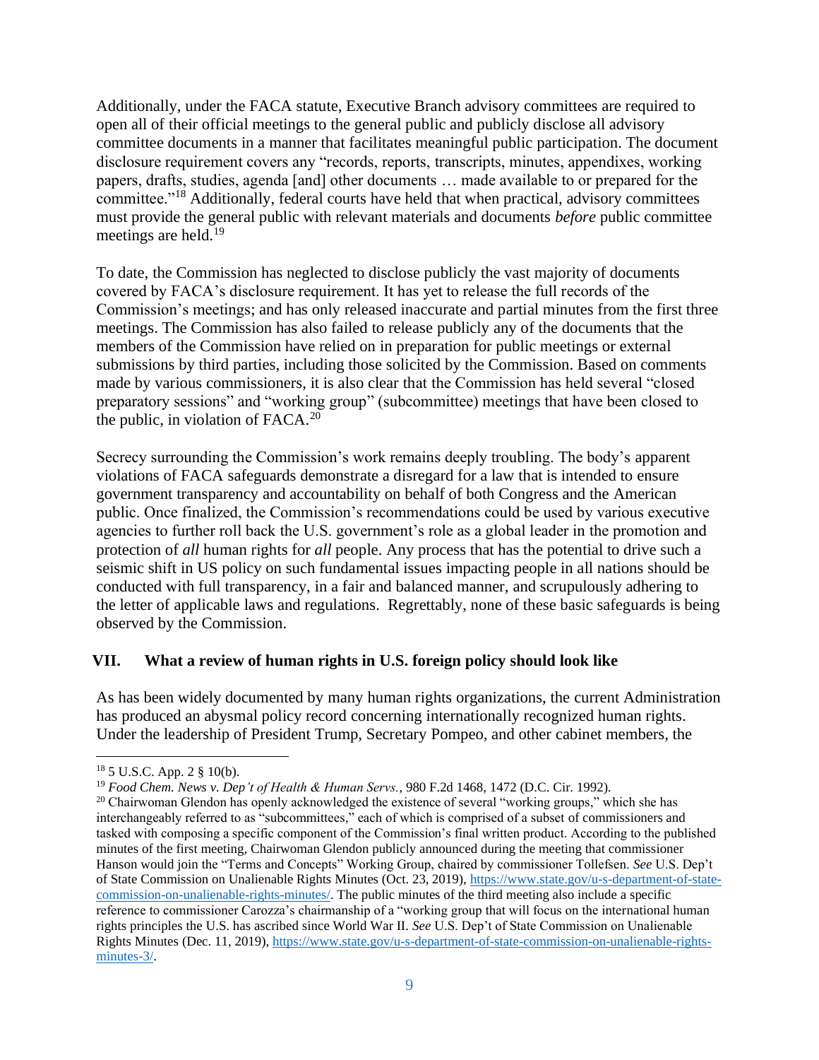Additionally, under the FACA statute, Executive Branch advisory committees are required to open all of their official meetings to the general public and publicly disclose all advisory committee documents in a manner that facilitates meaningful public participation. The document disclosure requirement covers any "records, reports, transcripts, minutes, appendixes, working papers, drafts, studies, agenda [and] other documents … made available to or prepared for the committee."[18] Additionally, federal courts have held that when practical, advisory committees must provide the general public with relevant materials and documents *before* public committee meetings are held.[19]

To date, the Commission has neglected to disclose publicly the vast majority of documents covered by FACA's disclosure requirement. It has yet to release the full records of the Commission's meetings; and has only released inaccurate and partial minutes from the first three meetings. The Commission has also failed to release publicly any of the documents that the members of the Commission have relied on in preparation for public meetings or external submissions by third parties, including those solicited by the Commission. Based on comments made by various commissioners, it is also clear that the Commission has held several "closed preparatory sessions" and "working group" (subcommittee) meetings that have been closed to the public, in violation of FACA.[20]

Secrecy surrounding the Commission's work remains deeply troubling. The body's apparent violations of FACA safeguards demonstrate a disregard for a law that is intended to ensure government transparency and accountability on behalf of both Congress and the American public. Once finalized, the Commission's recommendations could be used by various executive agencies to further roll back the U.S. government's role as a global leader in the promotion and protection of *all* human rights for *all* people. Any process that has the potential to drive such a seismic shift in US policy on such fundamental issues impacting people in all nations should be conducted with full transparency, in a fair and balanced manner, and scrupulously adhering to the letter of applicable laws and regulations. Regrettably, none of these basic safeguards is being observed by the Commission.

## VII. What a review of human rights in U.S. foreign policy should look like

As has been widely documented by many human rights organizations, the current Administration has produced an abysmal policy record concerning internationally recognized human rights. Under the leadership of President Trump, Secretary Pompeo, and other cabinet members, the

---

[18] 5 U.S.C. App. 2 § 10(b).

[19] *Food Chem. News v. Dep't of Health & Human Servs.*, 980 F.2d 1468, 1472 (D.C. Cir. 1992).

[20] Chairwoman Glendon has openly acknowledged the existence of several "working groups," which she has interchangeably referred to as "subcommittees," each of which is comprised of a subset of commissioners and tasked with composing a specific component of the Commission's final written product. According to the published minutes of the first meeting, Chairwoman Glendon publicly announced during the meeting that commissioner Hanson would join the "Terms and Concepts" Working Group, chaired by commissioner Tollefsen. *See* U.S. Dep't of State Commission on Unalienable Rights Minutes (Oct. 23, 2019), https://www.state.gov/u-s-department-of-state-commission-on-unalienable-rights-minutes/. The public minutes of the third meeting also include a specific reference to commissioner Carozza's chairmanship of a "working group that will focus on the international human rights principles the U.S. has ascribed since World War II. *See* U.S. Dep't of State Commission on Unalienable Rights Minutes (Dec. 11, 2019), https://www.state.gov/u-s-department-of-state-commission-on-unalienable-rights-minutes-3/.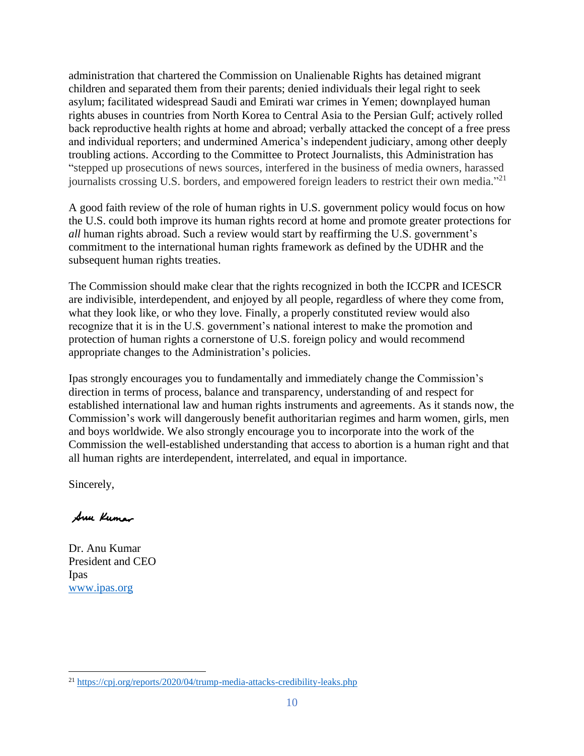administration that chartered the Commission on Unalienable Rights has detained migrant children and separated them from their parents; denied individuals their legal right to seek asylum; facilitated widespread Saudi and Emirati war crimes in Yemen; downplayed human rights abuses in countries from North Korea to Central Asia to the Persian Gulf; actively rolled back reproductive health rights at home and abroad; verbally attacked the concept of a free press and individual reporters; and undermined America's independent judiciary, among other deeply troubling actions. According to the Committee to Protect Journalists, this Administration has "stepped up prosecutions of news sources, interfered in the business of media owners, harassed journalists crossing U.S. borders, and empowered foreign leaders to restrict their own media."[21]

A good faith review of the role of human rights in U.S. government policy would focus on how the U.S. could both improve its human rights record at home and promote greater protections for *all* human rights abroad. Such a review would start by reaffirming the U.S. government's commitment to the international human rights framework as defined by the UDHR and the subsequent human rights treaties.

The Commission should make clear that the rights recognized in both the ICCPR and ICESCR are indivisible, interdependent, and enjoyed by all people, regardless of where they come from, what they look like, or who they love. Finally, a properly constituted review would also recognize that it is in the U.S. government's national interest to make the promotion and protection of human rights a cornerstone of U.S. foreign policy and would recommend appropriate changes to the Administration's policies.

Ipas strongly encourages you to fundamentally and immediately change the Commission's direction in terms of process, balance and transparency, understanding of and respect for established international law and human rights instruments and agreements. As it stands now, the Commission's work will dangerously benefit authoritarian regimes and harm women, girls, men and boys worldwide. We also strongly encourage you to incorporate into the work of the Commission the well-established understanding that access to abortion is a human right and that all human rights are interdependent, interrelated, and equal in importance.

Sincerely,

Anu Kumar

Dr. Anu Kumar
President and CEO
Ipas
www.ipas.org

[21] https://cpj.org/reports/2020/04/trump-media-attacks-credibility-leaks.php